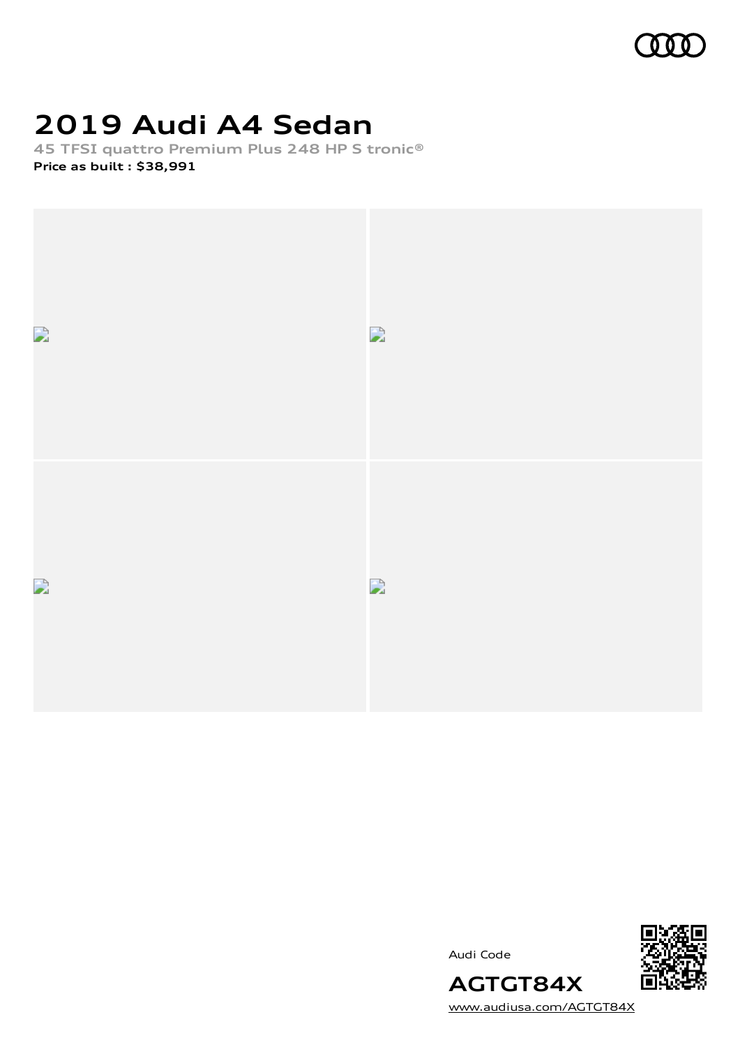# 2019 Audi A4 Sedan

**45 TFSI quattro Premium Plus 248 HP S tronic®**

**Price as built : $38,991**

Audi Code

**AGTGT84X**

www.audiusa.com/AGTGT84X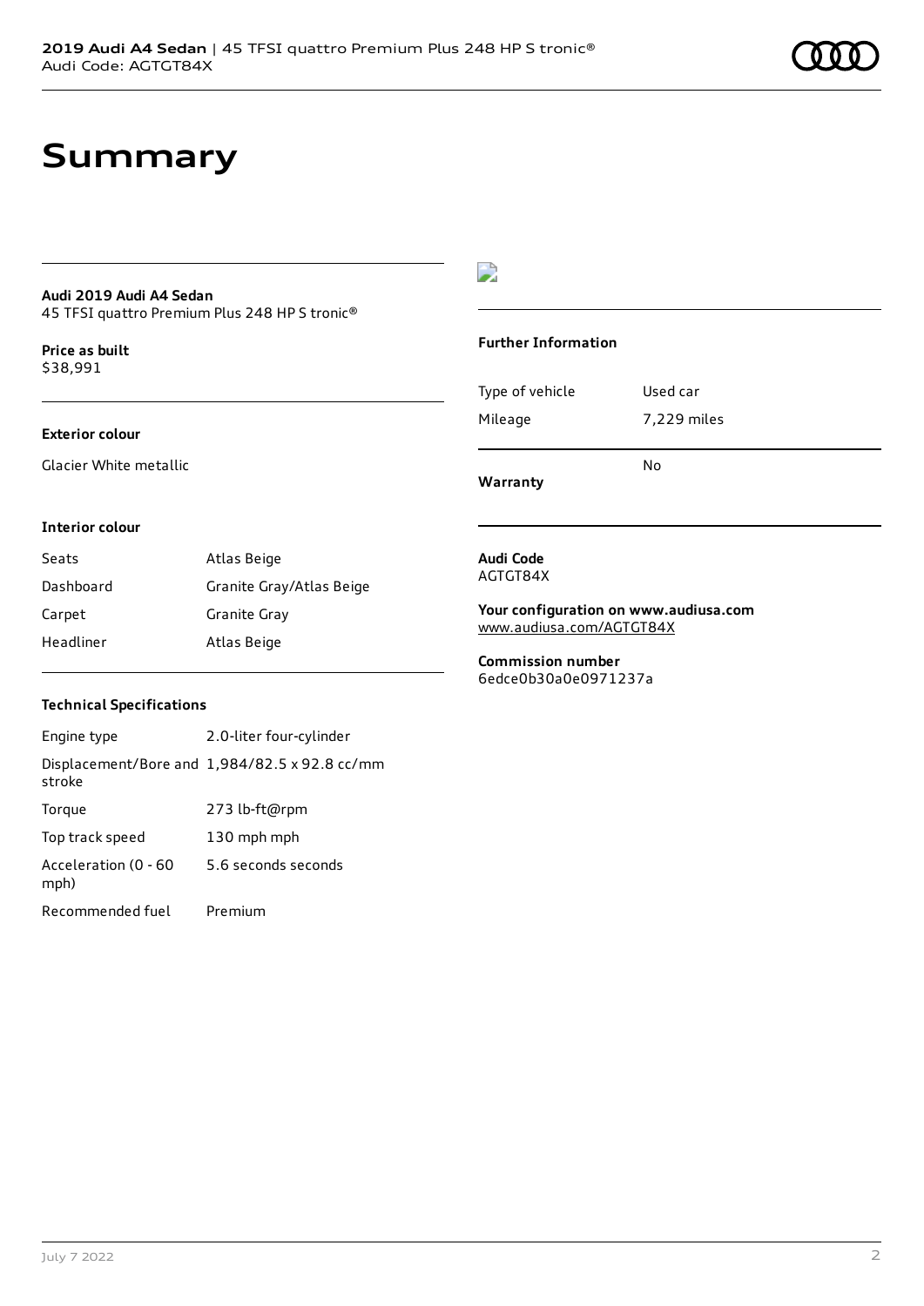# Summary

**Audi 2019 Audi A4 Sedan**
45 TFSI quattro Premium Plus 248 HP S tronic®

**Price as built**
$38,991

**Exterior colour**

Glacier White metallic

**Interior colour**

| Seats | Atlas Beige |
|---|---|
| Dashboard | Granite Gray/Atlas Beige |
| Carpet | Granite Gray |
| Headliner | Atlas Beige |

**Technical Specifications**

| Engine type | 2.0-liter four-cylinder |
|---|---|
| Displacement/Bore and stroke | 1,984/82.5 x 92.8 cc/mm |
| Torque | 273 lb-ft@rpm |
| Top track speed | 130 mph mph |
| Acceleration (0 - 60 mph) | 5.6 seconds seconds |
| Recommended fuel | Premium |

**Further Information**

| Type of vehicle | Used car |
|---|---|
| Mileage | 7,229 miles |
| **Warranty** | No |

**Audi Code**
AGTGT84X

**Your configuration on www.audiusa.com**
www.audiusa.com/AGTGT84X

**Commission number**
6edce0b30a0e0971237a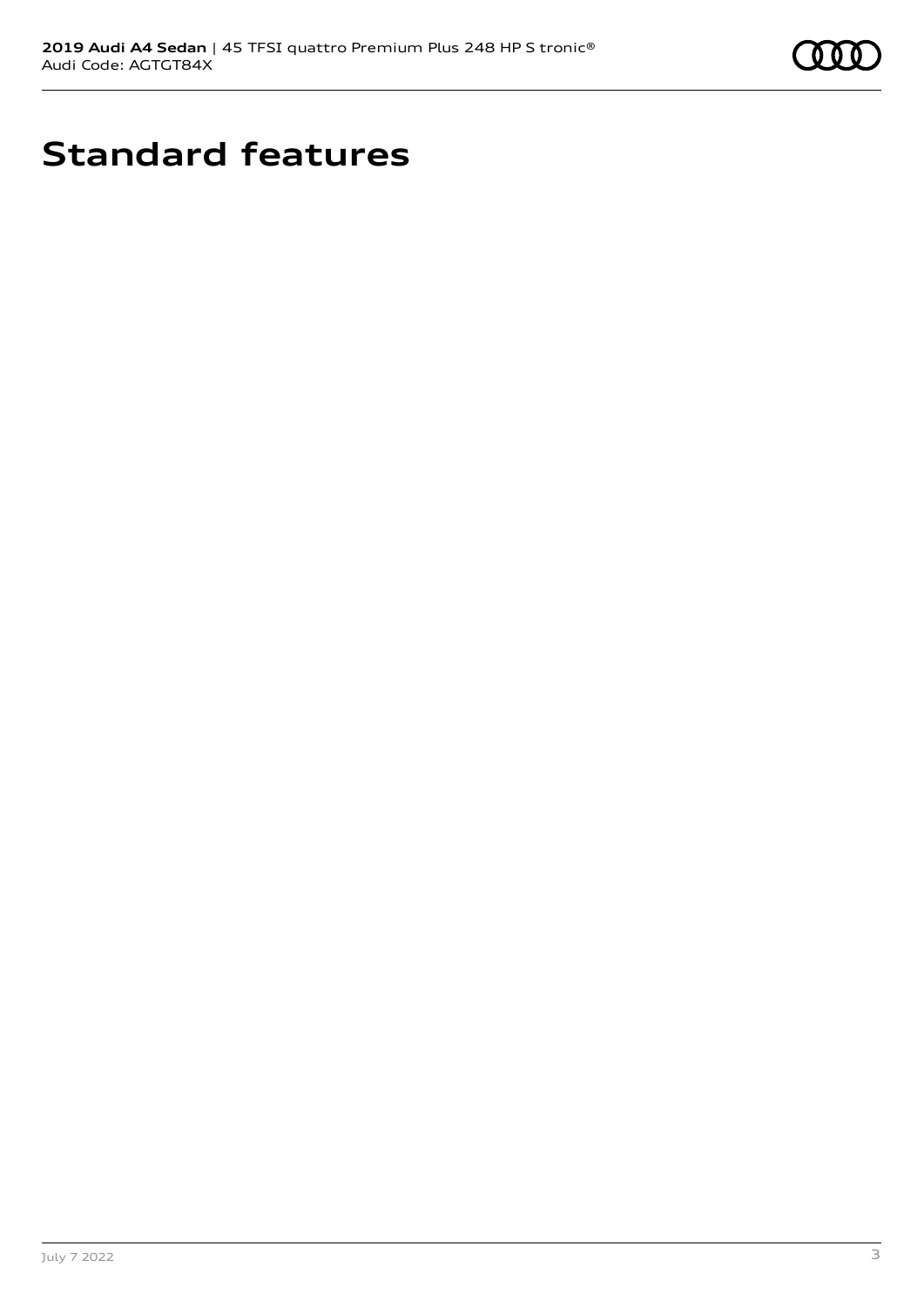# Standard features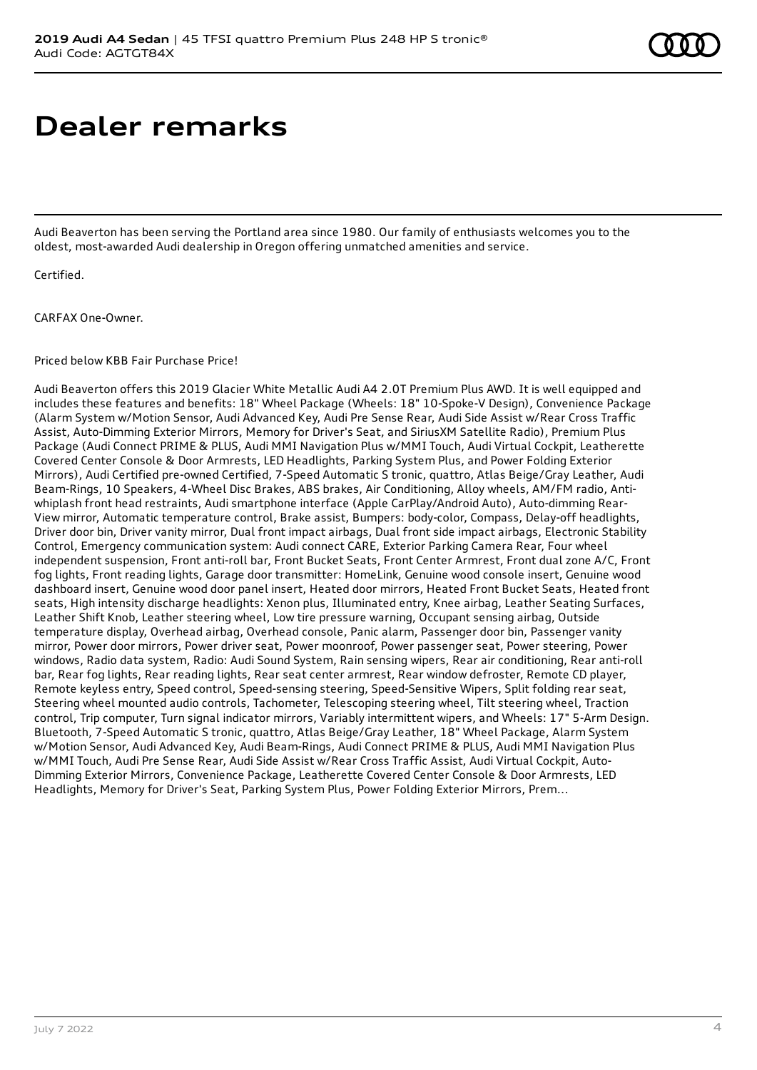# Dealer remarks

Audi Beaverton has been serving the Portland area since 1980. Our family of enthusiasts welcomes you to the oldest, most-awarded Audi dealership in Oregon offering unmatched amenities and service.

Certified.

CARFAX One-Owner.

Priced below KBB Fair Purchase Price!

Audi Beaverton offers this 2019 Glacier White Metallic Audi A4 2.0T Premium Plus AWD. It is well equipped and includes these features and benefits: 18" Wheel Package (Wheels: 18" 10-Spoke-V Design), Convenience Package (Alarm System w/Motion Sensor, Audi Advanced Key, Audi Pre Sense Rear, Audi Side Assist w/Rear Cross Traffic Assist, Auto-Dimming Exterior Mirrors, Memory for Driver's Seat, and SiriusXM Satellite Radio), Premium Plus Package (Audi Connect PRIME & PLUS, Audi MMI Navigation Plus w/MMI Touch, Audi Virtual Cockpit, Leatherette Covered Center Console & Door Armrests, LED Headlights, Parking System Plus, and Power Folding Exterior Mirrors), Audi Certified pre-owned Certified, 7-Speed Automatic S tronic, quattro, Atlas Beige/Gray Leather, Audi Beam-Rings, 10 Speakers, 4-Wheel Disc Brakes, ABS brakes, Air Conditioning, Alloy wheels, AM/FM radio, Anti-whiplash front head restraints, Audi smartphone interface (Apple CarPlay/Android Auto), Auto-dimming Rear-View mirror, Automatic temperature control, Brake assist, Bumpers: body-color, Compass, Delay-off headlights, Driver door bin, Driver vanity mirror, Dual front impact airbags, Dual front side impact airbags, Electronic Stability Control, Emergency communication system: Audi connect CARE, Exterior Parking Camera Rear, Four wheel independent suspension, Front anti-roll bar, Front Bucket Seats, Front Center Armrest, Front dual zone A/C, Front fog lights, Front reading lights, Garage door transmitter: HomeLink, Genuine wood console insert, Genuine wood dashboard insert, Genuine wood door panel insert, Heated door mirrors, Heated Front Bucket Seats, Heated front seats, High intensity discharge headlights: Xenon plus, Illuminated entry, Knee airbag, Leather Seating Surfaces, Leather Shift Knob, Leather steering wheel, Low tire pressure warning, Occupant sensing airbag, Outside temperature display, Overhead airbag, Overhead console, Panic alarm, Passenger door bin, Passenger vanity mirror, Power door mirrors, Power driver seat, Power moonroof, Power passenger seat, Power steering, Power windows, Radio data system, Radio: Audi Sound System, Rain sensing wipers, Rear air conditioning, Rear anti-roll bar, Rear fog lights, Rear reading lights, Rear seat center armrest, Rear window defroster, Remote CD player, Remote keyless entry, Speed control, Speed-sensing steering, Speed-Sensitive Wipers, Split folding rear seat, Steering wheel mounted audio controls, Tachometer, Telescoping steering wheel, Tilt steering wheel, Traction control, Trip computer, Turn signal indicator mirrors, Variably intermittent wipers, and Wheels: 17" 5-Arm Design. Bluetooth, 7-Speed Automatic S tronic, quattro, Atlas Beige/Gray Leather, 18" Wheel Package, Alarm System w/Motion Sensor, Audi Advanced Key, Audi Beam-Rings, Audi Connect PRIME & PLUS, Audi MMI Navigation Plus w/MMI Touch, Audi Pre Sense Rear, Audi Side Assist w/Rear Cross Traffic Assist, Audi Virtual Cockpit, Auto-Dimming Exterior Mirrors, Convenience Package, Leatherette Covered Center Console & Door Armrests, LED Headlights, Memory for Driver's Seat, Parking System Plus, Power Folding Exterior Mirrors, Prem...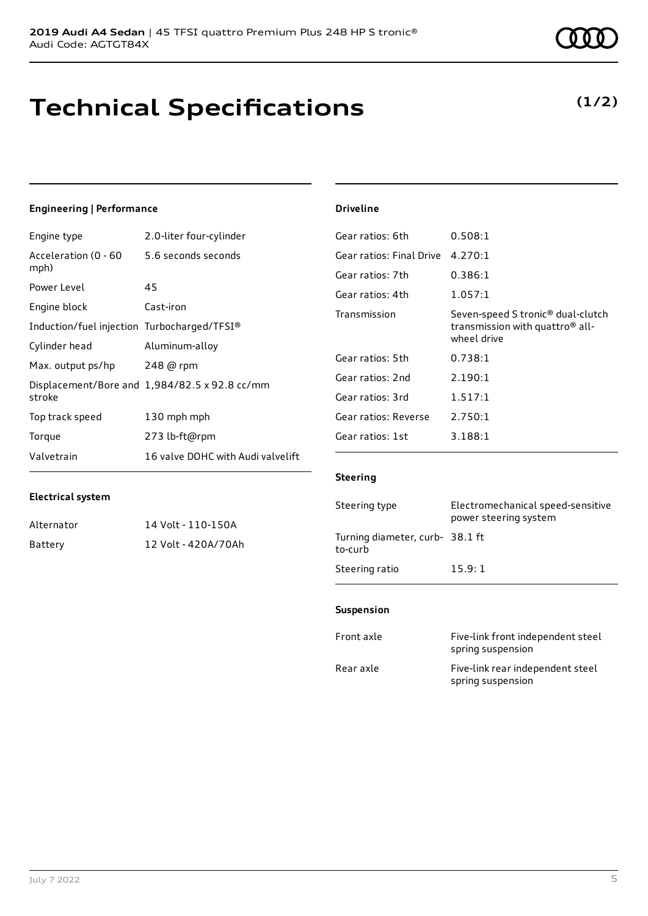# Technical Specifications

**(1/2)**

### Engineering | Performance

| | |
|---|---|
| Engine type | 2.0-liter four-cylinder |
| Acceleration (0 - 60 mph) | 5.6 seconds seconds |
| Power Level | 45 |
| Engine block | Cast-iron |
| Induction/fuel injection | Turbocharged/TFSI® |
| Cylinder head | Aluminum-alloy |
| Max. output ps/hp | 248 @ rpm |
| Displacement/Bore and stroke | 1,984/82.5 x 92.8 cc/mm |
| Top track speed | 130 mph mph |
| Torque | 273 lb-ft@rpm |
| Valvetrain | 16 valve DOHC with Audi valvelift |

### Electrical system

| | |
|---|---|
| Alternator | 14 Volt - 110-150A |
| Battery | 12 Volt - 420A/70Ah |

### Driveline

| | |
|---|---|
| Gear ratios: 6th | 0.508:1 |
| Gear ratios: Final Drive | 4.270:1 |
| Gear ratios: 7th | 0.386:1 |
| Gear ratios: 4th | 1.057:1 |
| Transmission | Seven-speed S tronic® dual-clutch transmission with quattro® all-wheel drive |
| Gear ratios: 5th | 0.738:1 |
| Gear ratios: 2nd | 2.190:1 |
| Gear ratios: 3rd | 1.517:1 |
| Gear ratios: Reverse | 2.750:1 |
| Gear ratios: 1st | 3.188:1 |

### Steering

| | |
|---|---|
| Steering type | Electromechanical speed-sensitive power steering system |
| Turning diameter, curb-to-curb | 38.1 ft |
| Steering ratio | 15.9: 1 |

### Suspension

| | |
|---|---|
| Front axle | Five-link front independent steel spring suspension |
| Rear axle | Five-link rear independent steel spring suspension |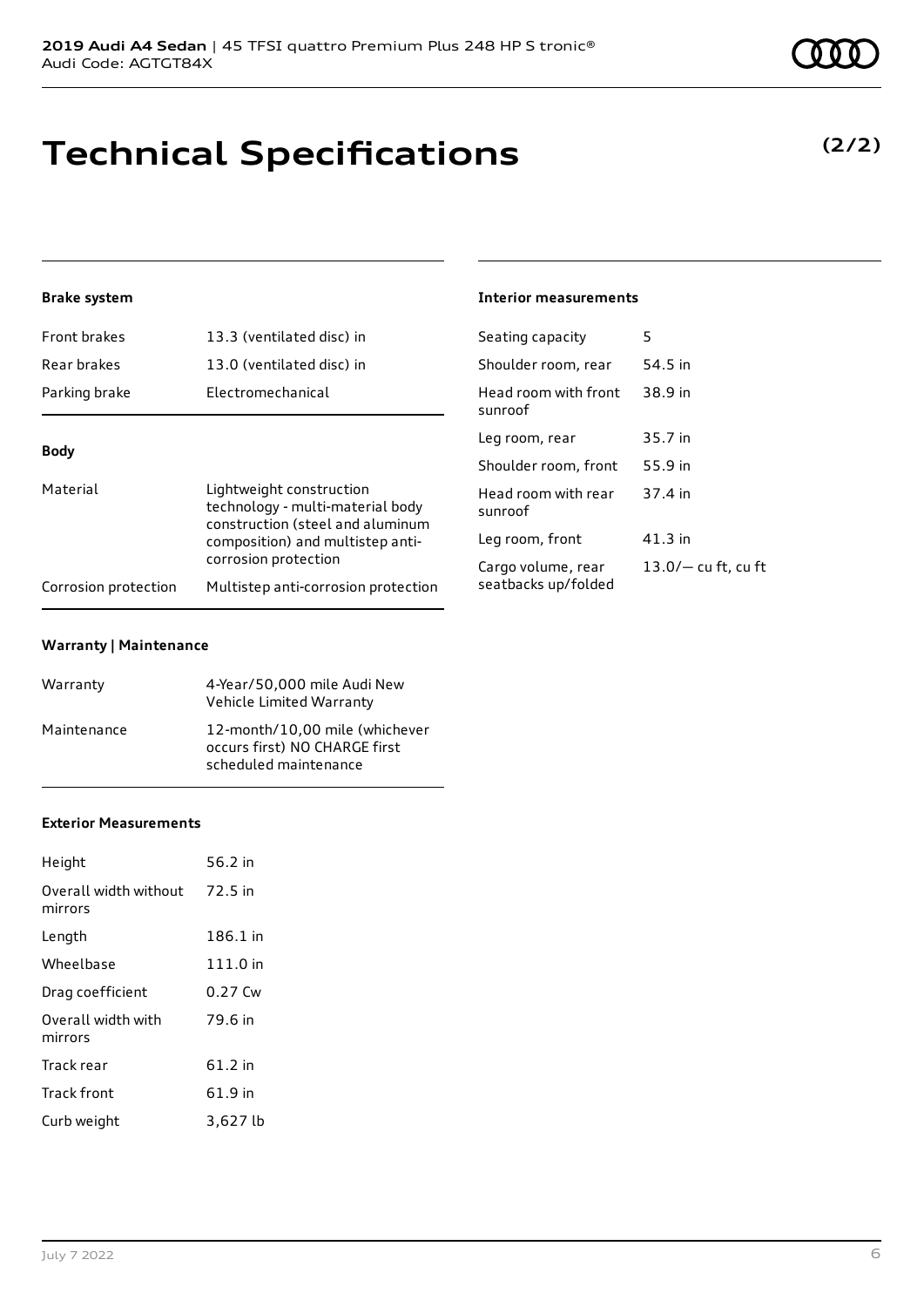# Technical Specifications

**(2/2)**

### Brake system

| | |
|---|---|
| Front brakes | 13.3 (ventilated disc) in |
| Rear brakes | 13.0 (ventilated disc) in |
| Parking brake | Electromechanical |

### Body

| | |
|---|---|
| Material | Lightweight construction technology - multi-material body construction (steel and aluminum composition) and multistep anti-corrosion protection |
| Corrosion protection | Multistep anti-corrosion protection |

### Warranty | Maintenance

| | |
|---|---|
| Warranty | 4-Year/50,000 mile Audi New Vehicle Limited Warranty |
| Maintenance | 12-month/10,00 mile (whichever occurs first) NO CHARGE first scheduled maintenance |

### Exterior Measurements

| | |
|---|---|
| Height | 56.2 in |
| Overall width without mirrors | 72.5 in |
| Length | 186.1 in |
| Wheelbase | 111.0 in |
| Drag coefficient | 0.27 Cw |
| Overall width with mirrors | 79.6 in |
| Track rear | 61.2 in |
| Track front | 61.9 in |
| Curb weight | 3,627 lb |

### Interior measurements

| | |
|---|---|
| Seating capacity | 5 |
| Shoulder room, rear | 54.5 in |
| Head room with front sunroof | 38.9 in |
| Leg room, rear | 35.7 in |
| Shoulder room, front | 55.9 in |
| Head room with rear sunroof | 37.4 in |
| Leg room, front | 41.3 in |
| Cargo volume, rear seatbacks up/folded | 13.0/— cu ft, cu ft |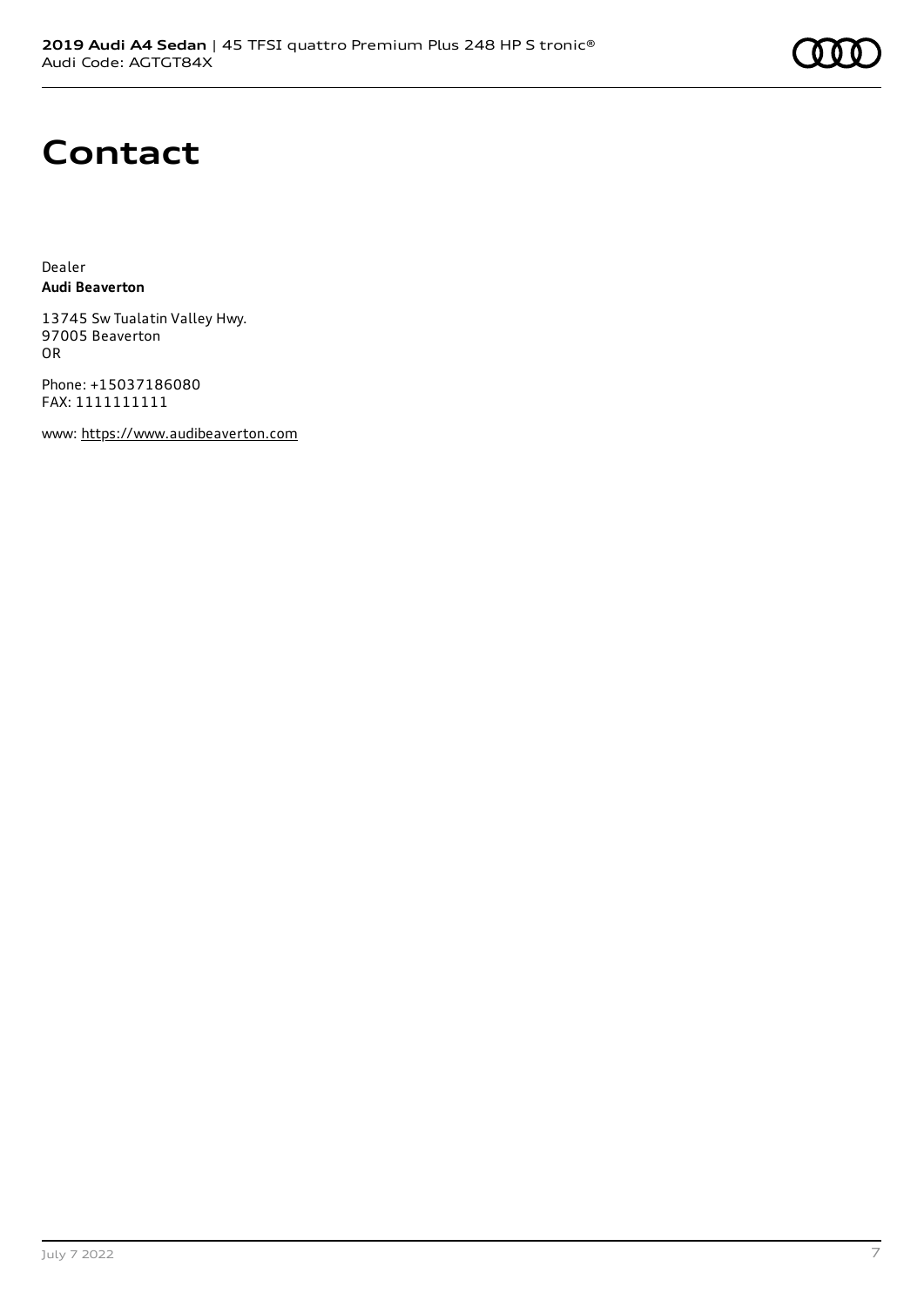# Contact

Dealer
**Audi Beaverton**

13745 Sw Tualatin Valley Hwy.
97005 Beaverton
OR

Phone: +15037186080
FAX: 1111111111

www: https://www.audibeaverton.com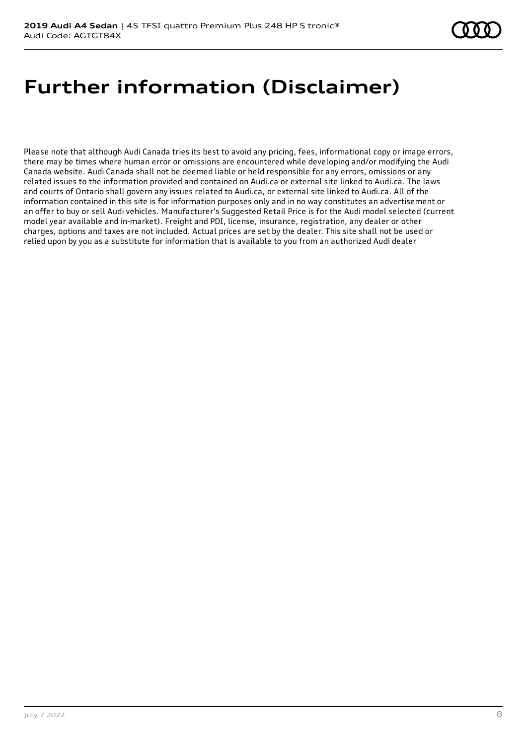# Further information (Disclaimer)

Please note that although Audi Canada tries its best to avoid any pricing, fees, informational copy or image errors, there may be times where human error or omissions are encountered while developing and/or modifying the Audi Canada website. Audi Canada shall not be deemed liable or held responsible for any errors, omissions or any related issues to the information provided and contained on Audi.ca or external site linked to Audi.ca. The laws and courts of Ontario shall govern any issues related to Audi.ca, or external site linked to Audi.ca. All of the information contained in this site is for information purposes only and in no way constitutes an advertisement or an offer to buy or sell Audi vehicles. Manufacturer's Suggested Retail Price is for the Audi model selected (current model year available and in-market). Freight and PDI, license, insurance, registration, any dealer or other charges, options and taxes are not included. Actual prices are set by the dealer. This site shall not be used or relied upon by you as a substitute for information that is available to you from an authorized Audi dealer